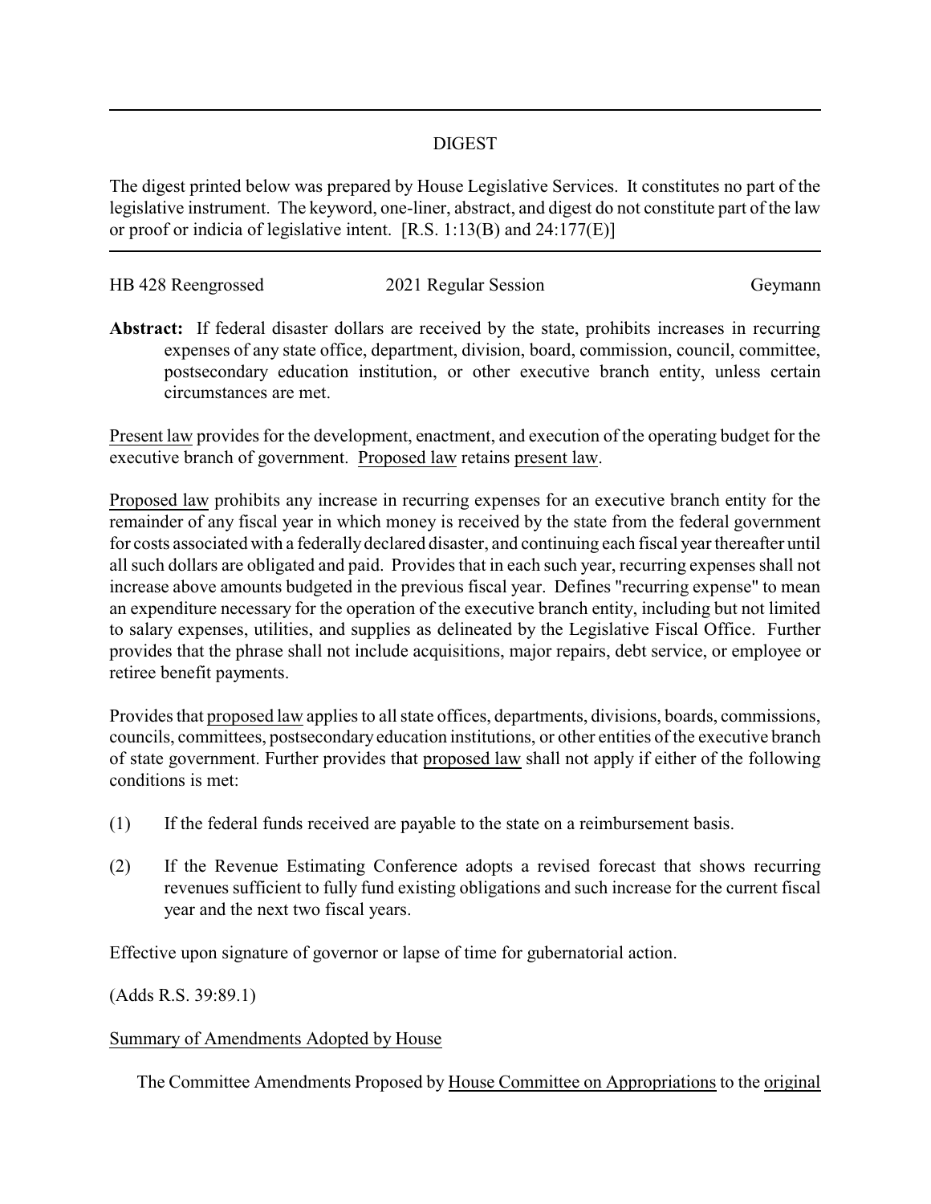# DIGEST

The digest printed below was prepared by House Legislative Services. It constitutes no part of the legislative instrument. The keyword, one-liner, abstract, and digest do not constitute part of the law or proof or indicia of legislative intent. [R.S. 1:13(B) and 24:177(E)]

HB 428 Reengrossed 2021 Regular Session Geymann

**Abstract:** If federal disaster dollars are received by the state, prohibits increases in recurring expenses of any state office, department, division, board, commission, council, committee, postsecondary education institution, or other executive branch entity, unless certain circumstances are met.

Present law provides for the development, enactment, and execution of the operating budget for the executive branch of government. Proposed law retains present law.

Proposed law prohibits any increase in recurring expenses for an executive branch entity for the remainder of any fiscal year in which money is received by the state from the federal government for costs associated with a federally declared disaster, and continuing each fiscal year thereafter until all such dollars are obligated and paid. Provides that in each such year, recurring expenses shall not increase above amounts budgeted in the previous fiscal year. Defines "recurring expense" to mean an expenditure necessary for the operation of the executive branch entity, including but not limited to salary expenses, utilities, and supplies as delineated by the Legislative Fiscal Office. Further provides that the phrase shall not include acquisitions, major repairs, debt service, or employee or retiree benefit payments.

Provides that proposed law applies to all state offices, departments, divisions, boards, commissions, councils, committees, postsecondary education institutions, or other entities of the executive branch of state government. Further provides that proposed law shall not apply if either of the following conditions is met:

(1) If the federal funds received are payable to the state on a reimbursement basis.

(2) If the Revenue Estimating Conference adopts a revised forecast that shows recurring revenues sufficient to fully fund existing obligations and such increase for the current fiscal year and the next two fiscal years.

Effective upon signature of governor or lapse of time for gubernatorial action.

(Adds R.S. 39:89.1)

## Summary of Amendments Adopted by House

The Committee Amendments Proposed by House Committee on Appropriations to the original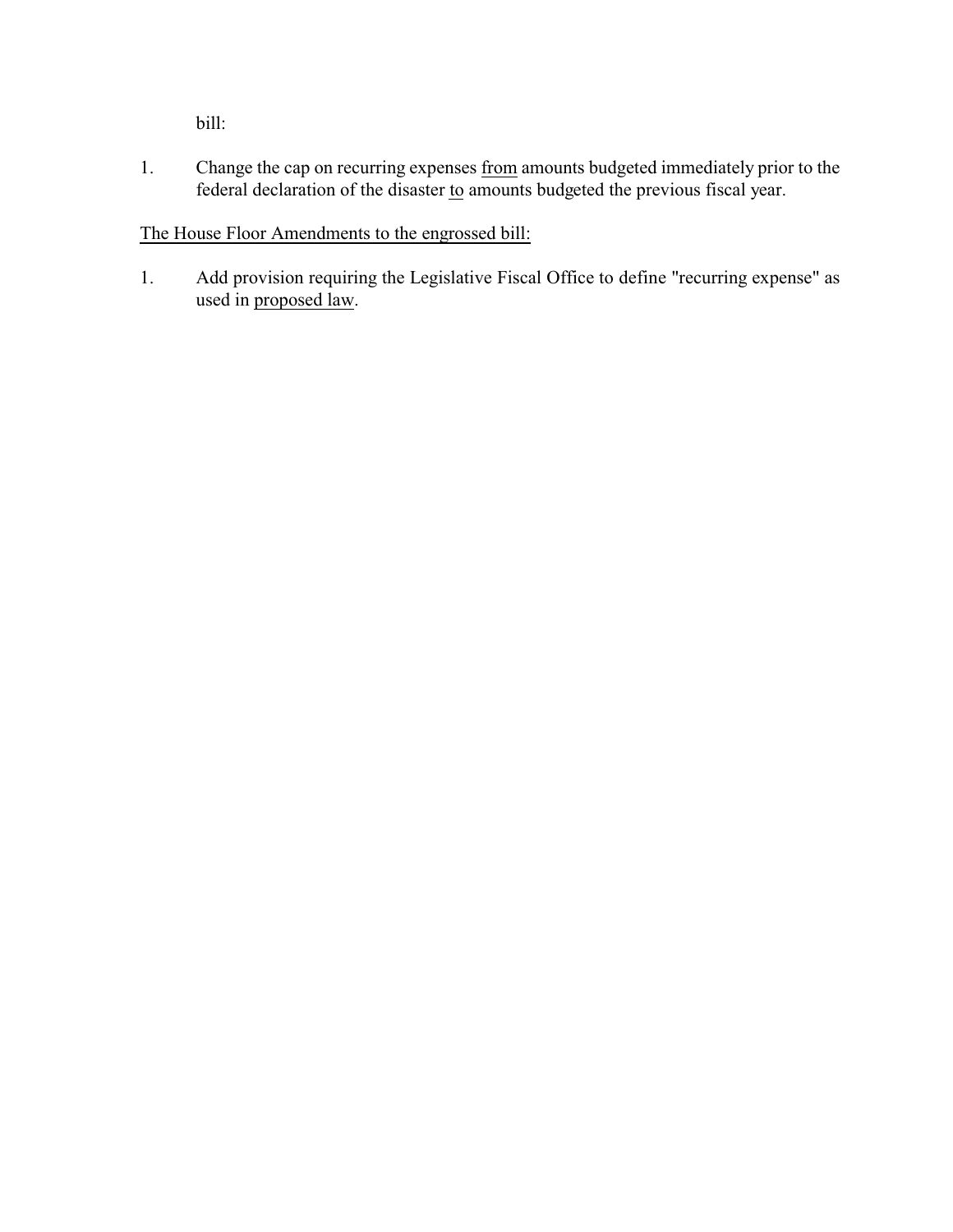bill:

1. Change the cap on recurring expenses <u>from</u> amounts budgeted immediately prior to the federal declaration of the disaster <u>to</u> amounts budgeted the previous fiscal year.

<u>The House Floor Amendments to the engrossed bill:</u>

1. Add provision requiring the Legislative Fiscal Office to define "recurring expense" as used in <u>proposed law</u>.